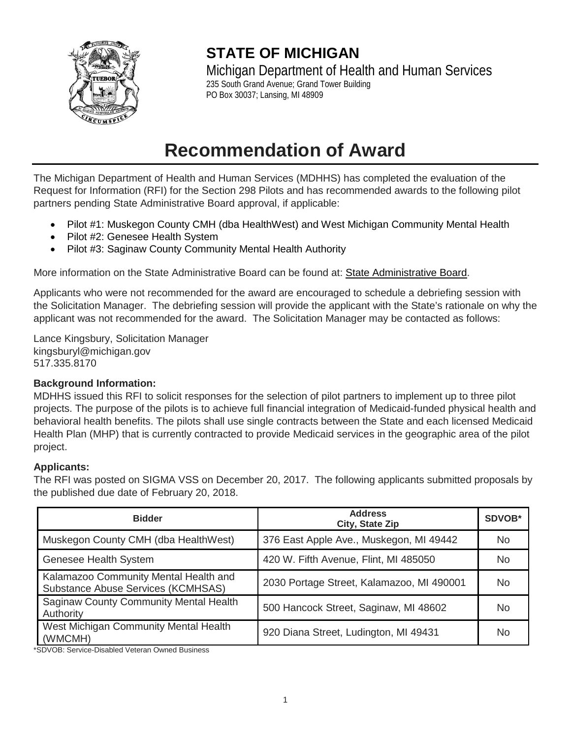# STATE OF MICHIGAN

Michigan Department of Health and Human Services
235 South Grand Avenue; Grand Tower Building
PO Box 30037; Lansing, MI 48909

# Recommendation of Award

The Michigan Department of Health and Human Services (MDHHS) has completed the evaluation of the Request for Information (RFI) for the Section 298 Pilots and has recommended awards to the following pilot partners pending State Administrative Board approval, if applicable:

- Pilot #1: Muskegon County CMH (dba HealthWest) and West Michigan Community Mental Health
- Pilot #2: Genesee Health System
- Pilot #3: Saginaw County Community Mental Health Authority

More information on the State Administrative Board can be found at: State Administrative Board.

Applicants who were not recommended for the award are encouraged to schedule a debriefing session with the Solicitation Manager. The debriefing session will provide the applicant with the State's rationale on why the applicant was not recommended for the award. The Solicitation Manager may be contacted as follows:

Lance Kingsbury, Solicitation Manager
kingsburyl@michigan.gov
517.335.8170

**Background Information:**
MDHHS issued this RFI to solicit responses for the selection of pilot partners to implement up to three pilot projects. The purpose of the pilots is to achieve full financial integration of Medicaid-funded physical health and behavioral health benefits. The pilots shall use single contracts between the State and each licensed Medicaid Health Plan (MHP) that is currently contracted to provide Medicaid services in the geographic area of the pilot project.

**Applicants:**
The RFI was posted on SIGMA VSS on December 20, 2017. The following applicants submitted proposals by the published due date of February 20, 2018.

| Bidder | Address City, State Zip | SDVOB* |
|---|---|---|
| Muskegon County CMH (dba HealthWest) | 376 East Apple Ave., Muskegon, MI 49442 | No |
| Genesee Health System | 420 W. Fifth Avenue, Flint, MI 485050 | No |
| Kalamazoo Community Mental Health and Substance Abuse Services (KCMHSAS) | 2030 Portage Street, Kalamazoo, MI 490001 | No |
| Saginaw County Community Mental Health Authority | 500 Hancock Street, Saginaw, MI 48602 | No |
| West Michigan Community Mental Health (WMCMH) | 920 Diana Street, Ludington, MI 49431 | No |

*SDVOB: Service-Disabled Veteran Owned Business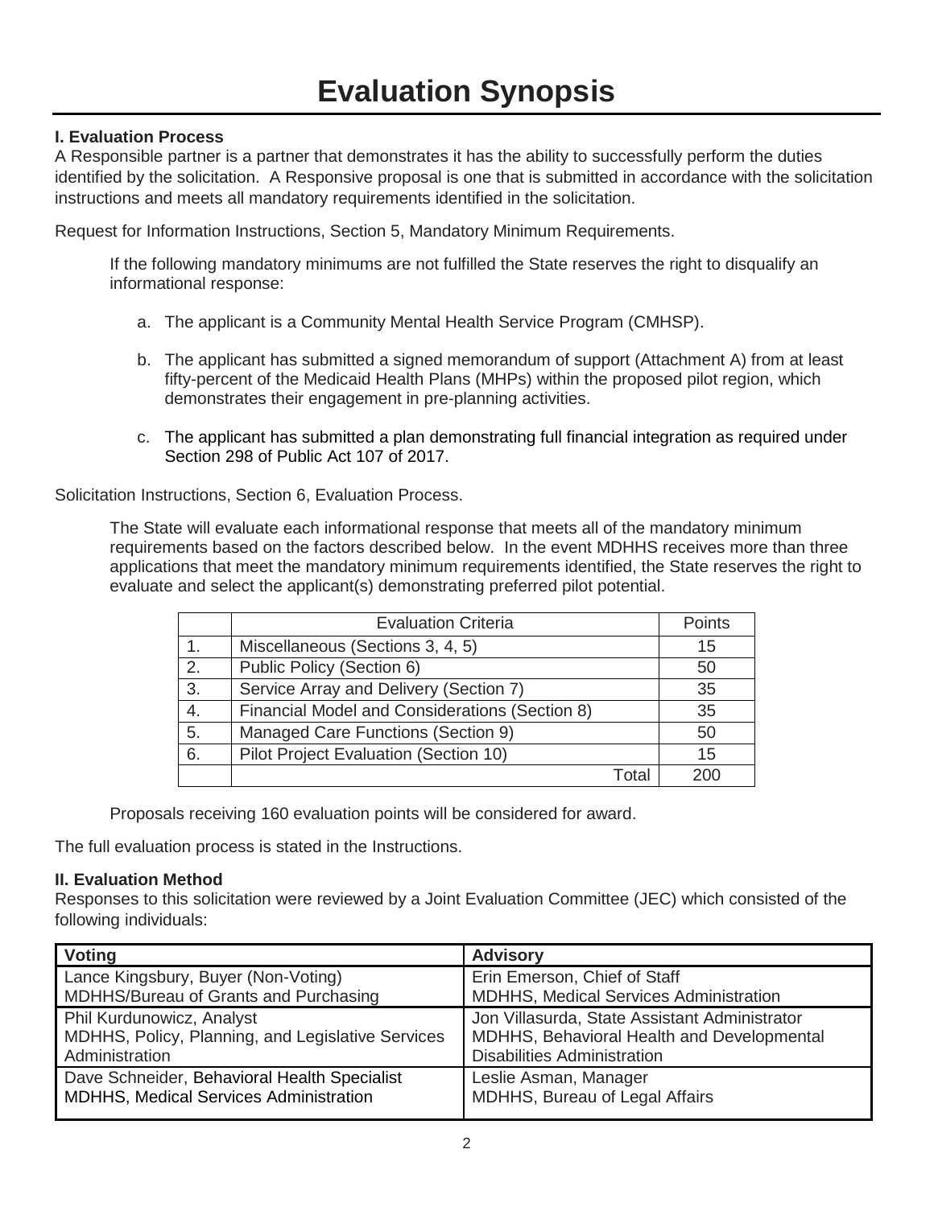# Evaluation Synopsis

**I. Evaluation Process**

A Responsible partner is a partner that demonstrates it has the ability to successfully perform the duties identified by the solicitation. A Responsive proposal is one that is submitted in accordance with the solicitation instructions and meets all mandatory requirements identified in the solicitation.

Request for Information Instructions, Section 5, Mandatory Minimum Requirements.

> If the following mandatory minimums are not fulfilled the State reserves the right to disqualify an informational response:
>
> a. The applicant is a Community Mental Health Service Program (CMHSP).
>
> b. The applicant has submitted a signed memorandum of support (Attachment A) from at least fifty-percent of the Medicaid Health Plans (MHPs) within the proposed pilot region, which demonstrates their engagement in pre-planning activities.
>
> c. The applicant has submitted a plan demonstrating full financial integration as required under Section 298 of Public Act 107 of 2017.

Solicitation Instructions, Section 6, Evaluation Process.

> The State will evaluate each informational response that meets all of the mandatory minimum requirements based on the factors described below. In the event MDHHS receives more than three applications that meet the mandatory minimum requirements identified, the State reserves the right to evaluate and select the applicant(s) demonstrating preferred pilot potential.

| | Evaluation Criteria | Points |
|---|---|---|
| 1. | Miscellaneous (Sections 3, 4, 5) | 15 |
| 2. | Public Policy (Section 6) | 50 |
| 3. | Service Array and Delivery (Section 7) | 35 |
| 4. | Financial Model and Considerations (Section 8) | 35 |
| 5. | Managed Care Functions (Section 9) | 50 |
| 6. | Pilot Project Evaluation (Section 10) | 15 |
| | Total | 200 |

> Proposals receiving 160 evaluation points will be considered for award.

The full evaluation process is stated in the Instructions.

**II. Evaluation Method**

Responses to this solicitation were reviewed by a Joint Evaluation Committee (JEC) which consisted of the following individuals:

| Voting | Advisory |
|---|---|
| Lance Kingsbury, Buyer (Non-Voting)<br>MDHHS/Bureau of Grants and Purchasing | Erin Emerson, Chief of Staff<br>MDHHS, Medical Services Administration |
| Phil Kurdunowicz, Analyst<br>MDHHS, Policy, Planning, and Legislative Services Administration | Jon Villasurda, State Assistant Administrator<br>MDHHS, Behavioral Health and Developmental Disabilities Administration |
| Dave Schneider, Behavioral Health Specialist<br>MDHHS, Medical Services Administration | Leslie Asman, Manager<br>MDHHS, Bureau of Legal Affairs |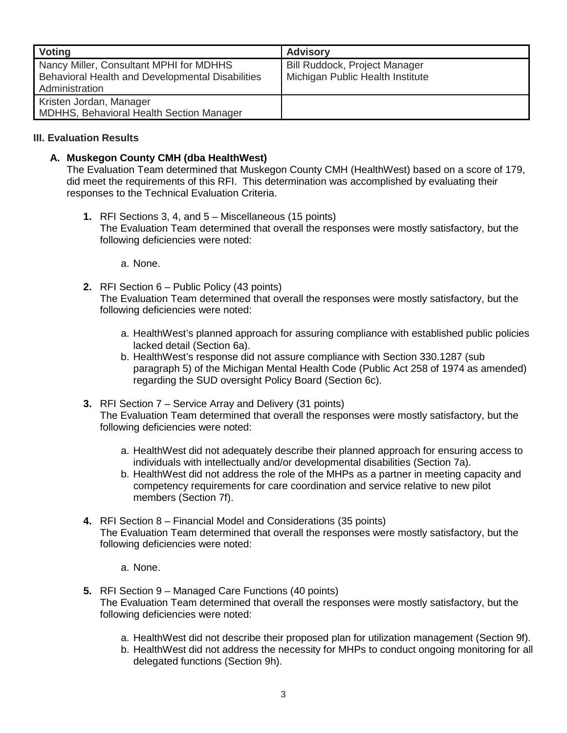| Voting | Advisory |
|---|---|
| Nancy Miller, Consultant MPHI for MDHHS Behavioral Health and Developmental Disabilities Administration | Bill Ruddock, Project Manager Michigan Public Health Institute |
| Kristen Jordan, Manager MDHHS, Behavioral Health Section Manager | |

### III. Evaluation Results

#### A. Muskegon County CMH (dba HealthWest)

The Evaluation Team determined that Muskegon County CMH (HealthWest) based on a score of 179, did meet the requirements of this RFI. This determination was accomplished by evaluating their responses to the Technical Evaluation Criteria.

**1.** RFI Sections 3, 4, and 5 – Miscellaneous (15 points)
The Evaluation Team determined that overall the responses were mostly satisfactory, but the following deficiencies were noted:

a. None.

**2.** RFI Section 6 – Public Policy (43 points)
The Evaluation Team determined that overall the responses were mostly satisfactory, but the following deficiencies were noted:

a. HealthWest's planned approach for assuring compliance with established public policies lacked detail (Section 6a).
b. HealthWest's response did not assure compliance with Section 330.1287 (sub paragraph 5) of the Michigan Mental Health Code (Public Act 258 of 1974 as amended) regarding the SUD oversight Policy Board (Section 6c).

**3.** RFI Section 7 – Service Array and Delivery (31 points)
The Evaluation Team determined that overall the responses were mostly satisfactory, but the following deficiencies were noted:

a. HealthWest did not adequately describe their planned approach for ensuring access to individuals with intellectually and/or developmental disabilities (Section 7a).
b. HealthWest did not address the role of the MHPs as a partner in meeting capacity and competency requirements for care coordination and service relative to new pilot members (Section 7f).

**4.** RFI Section 8 – Financial Model and Considerations (35 points)
The Evaluation Team determined that overall the responses were mostly satisfactory, but the following deficiencies were noted:

a. None.

**5.** RFI Section 9 – Managed Care Functions (40 points)
The Evaluation Team determined that overall the responses were mostly satisfactory, but the following deficiencies were noted:

a. HealthWest did not describe their proposed plan for utilization management (Section 9f).
b. HealthWest did not address the necessity for MHPs to conduct ongoing monitoring for all delegated functions (Section 9h).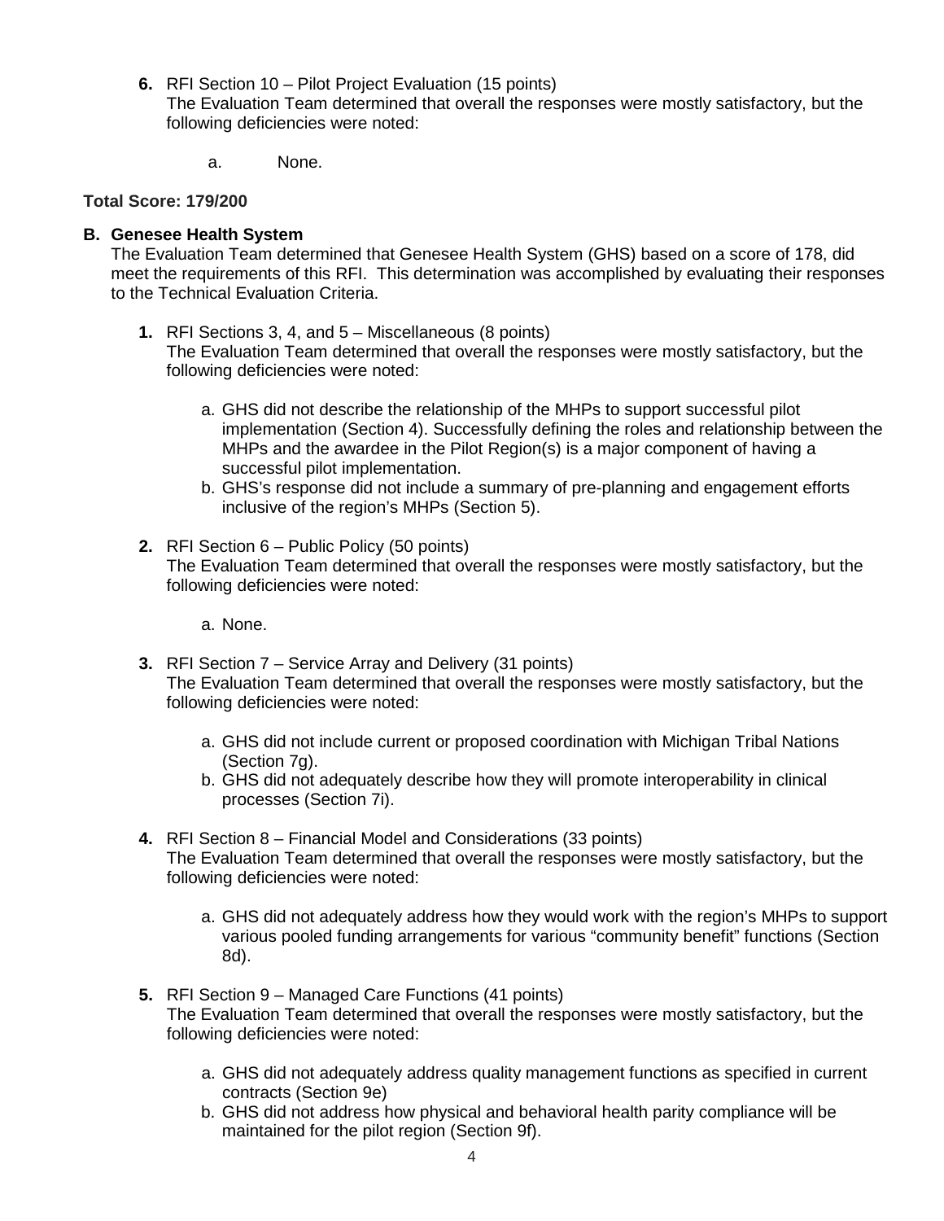6. RFI Section 10 – Pilot Project Evaluation (15 points)
   The Evaluation Team determined that overall the responses were mostly satisfactory, but the following deficiencies were noted:

   a. None.

**Total Score: 179/200**

**B. Genesee Health System**

The Evaluation Team determined that Genesee Health System (GHS) based on a score of 178, did meet the requirements of this RFI. This determination was accomplished by evaluating their responses to the Technical Evaluation Criteria.

1. RFI Sections 3, 4, and 5 – Miscellaneous (8 points)
   The Evaluation Team determined that overall the responses were mostly satisfactory, but the following deficiencies were noted:

   a. GHS did not describe the relationship of the MHPs to support successful pilot implementation (Section 4). Successfully defining the roles and relationship between the MHPs and the awardee in the Pilot Region(s) is a major component of having a successful pilot implementation.
   b. GHS's response did not include a summary of pre-planning and engagement efforts inclusive of the region's MHPs (Section 5).

2. RFI Section 6 – Public Policy (50 points)
   The Evaluation Team determined that overall the responses were mostly satisfactory, but the following deficiencies were noted:

   a. None.

3. RFI Section 7 – Service Array and Delivery (31 points)
   The Evaluation Team determined that overall the responses were mostly satisfactory, but the following deficiencies were noted:

   a. GHS did not include current or proposed coordination with Michigan Tribal Nations (Section 7g).
   b. GHS did not adequately describe how they will promote interoperability in clinical processes (Section 7i).

4. RFI Section 8 – Financial Model and Considerations (33 points)
   The Evaluation Team determined that overall the responses were mostly satisfactory, but the following deficiencies were noted:

   a. GHS did not adequately address how they would work with the region's MHPs to support various pooled funding arrangements for various "community benefit" functions (Section 8d).

5. RFI Section 9 – Managed Care Functions (41 points)
   The Evaluation Team determined that overall the responses were mostly satisfactory, but the following deficiencies were noted:

   a. GHS did not adequately address quality management functions as specified in current contracts (Section 9e)
   b. GHS did not address how physical and behavioral health parity compliance will be maintained for the pilot region (Section 9f).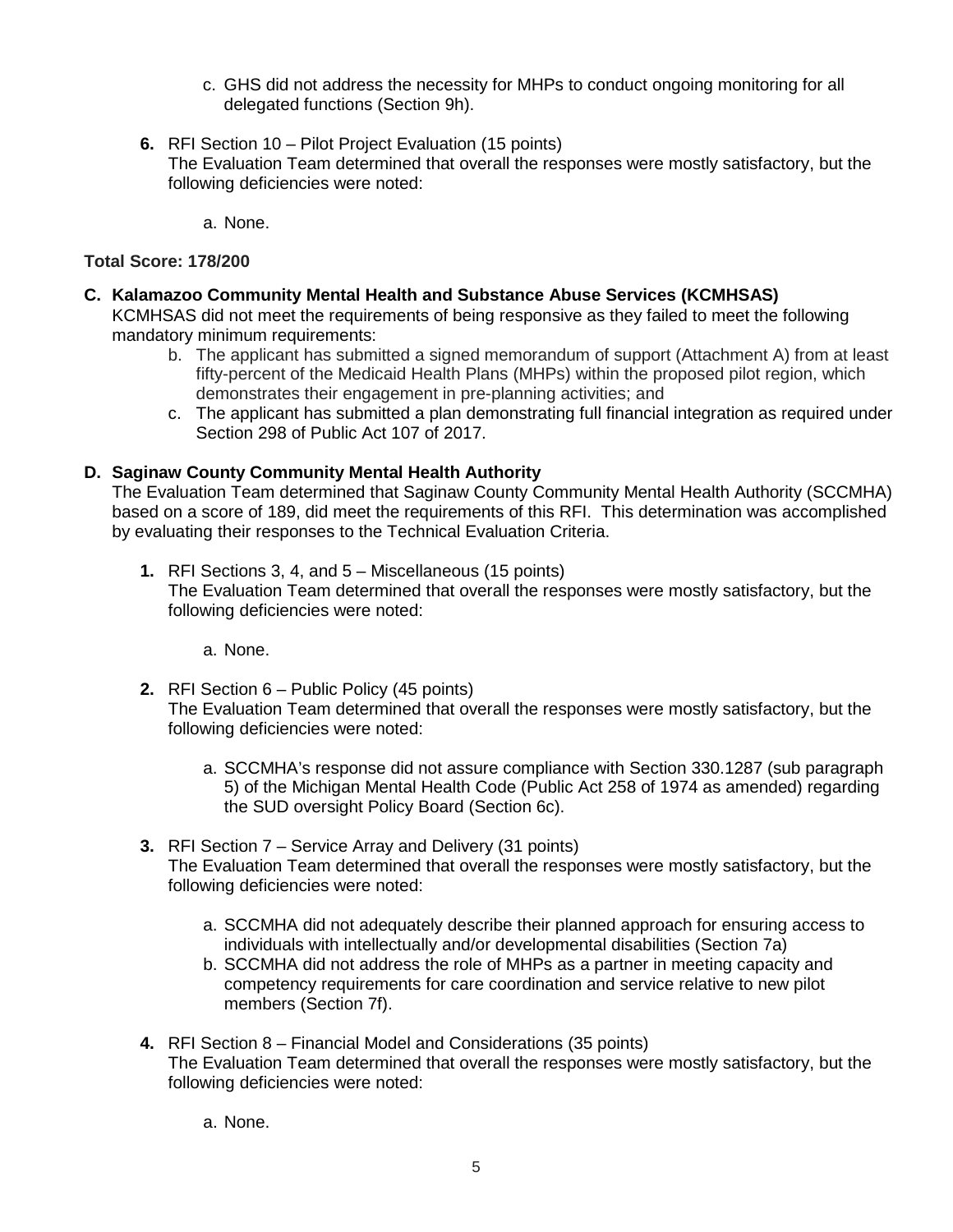c. GHS did not address the necessity for MHPs to conduct ongoing monitoring for all delegated functions (Section 9h).

**6.** RFI Section 10 – Pilot Project Evaluation (15 points)
The Evaluation Team determined that overall the responses were mostly satisfactory, but the following deficiencies were noted:

a. None.

**Total Score: 178/200**

**C. Kalamazoo Community Mental Health and Substance Abuse Services (KCMHSAS)**

KCMHSAS did not meet the requirements of being responsive as they failed to meet the following mandatory minimum requirements:

b. The applicant has submitted a signed memorandum of support (Attachment A) from at least fifty-percent of the Medicaid Health Plans (MHPs) within the proposed pilot region, which demonstrates their engagement in pre-planning activities; and

c. The applicant has submitted a plan demonstrating full financial integration as required under Section 298 of Public Act 107 of 2017.

**D. Saginaw County Community Mental Health Authority**

The Evaluation Team determined that Saginaw County Community Mental Health Authority (SCCMHA) based on a score of 189, did meet the requirements of this RFI. This determination was accomplished by evaluating their responses to the Technical Evaluation Criteria.

**1.** RFI Sections 3, 4, and 5 – Miscellaneous (15 points)
The Evaluation Team determined that overall the responses were mostly satisfactory, but the following deficiencies were noted:

a. None.

**2.** RFI Section 6 – Public Policy (45 points)
The Evaluation Team determined that overall the responses were mostly satisfactory, but the following deficiencies were noted:

a. SCCMHA's response did not assure compliance with Section 330.1287 (sub paragraph 5) of the Michigan Mental Health Code (Public Act 258 of 1974 as amended) regarding the SUD oversight Policy Board (Section 6c).

**3.** RFI Section 7 – Service Array and Delivery (31 points)
The Evaluation Team determined that overall the responses were mostly satisfactory, but the following deficiencies were noted:

a. SCCMHA did not adequately describe their planned approach for ensuring access to individuals with intellectually and/or developmental disabilities (Section 7a)

b. SCCMHA did not address the role of MHPs as a partner in meeting capacity and competency requirements for care coordination and service relative to new pilot members (Section 7f).

**4.** RFI Section 8 – Financial Model and Considerations (35 points)
The Evaluation Team determined that overall the responses were mostly satisfactory, but the following deficiencies were noted:

a. None.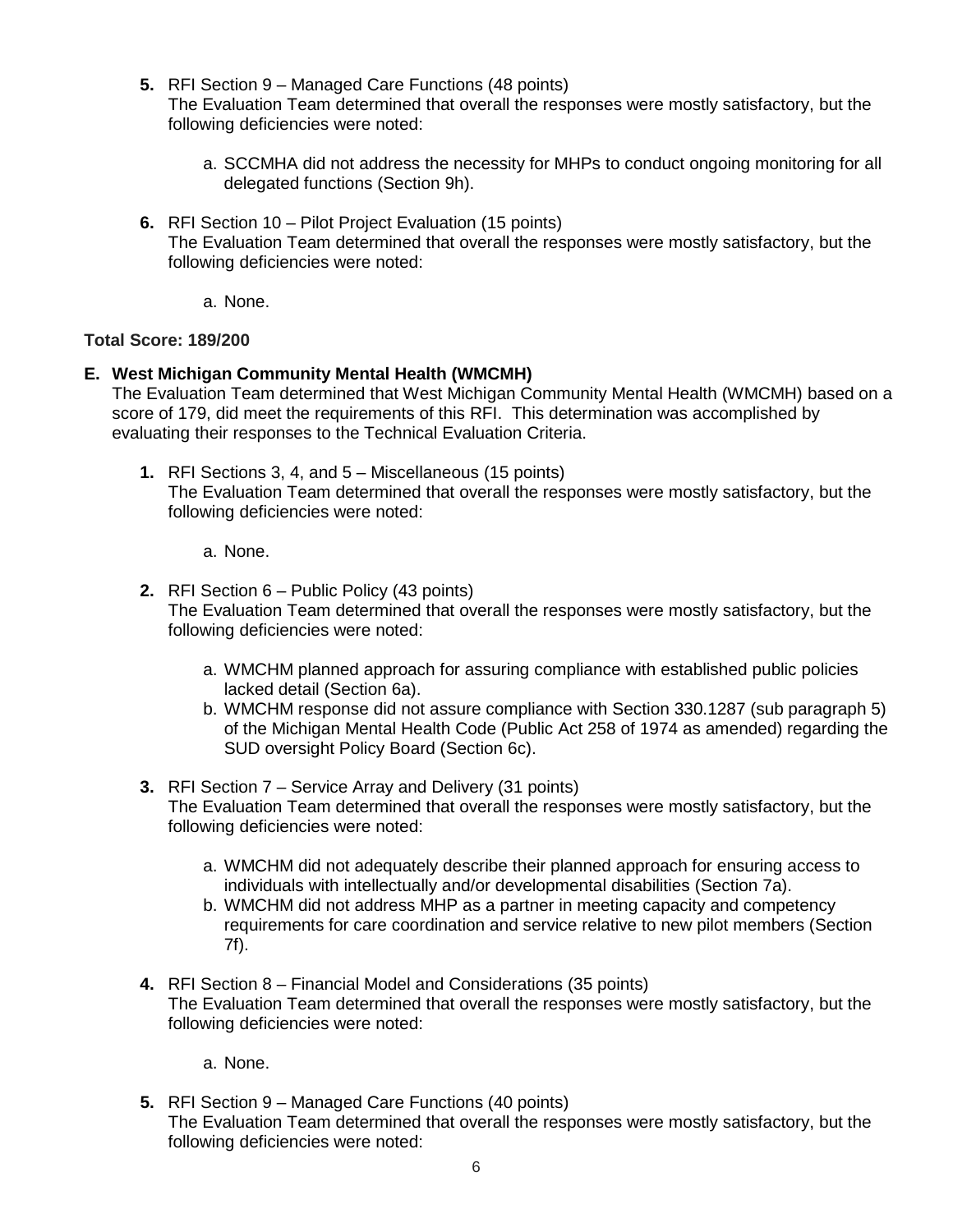5. RFI Section 9 – Managed Care Functions (48 points)
   The Evaluation Team determined that overall the responses were mostly satisfactory, but the following deficiencies were noted:

   a. SCCMHA did not address the necessity for MHPs to conduct ongoing monitoring for all delegated functions (Section 9h).

6. RFI Section 10 – Pilot Project Evaluation (15 points)
   The Evaluation Team determined that overall the responses were mostly satisfactory, but the following deficiencies were noted:

   a. None.

**Total Score: 189/200**

**E. West Michigan Community Mental Health (WMCMH)**

The Evaluation Team determined that West Michigan Community Mental Health (WMCMH) based on a score of 179, did meet the requirements of this RFI. This determination was accomplished by evaluating their responses to the Technical Evaluation Criteria.

1. RFI Sections 3, 4, and 5 – Miscellaneous (15 points)
   The Evaluation Team determined that overall the responses were mostly satisfactory, but the following deficiencies were noted:

   a. None.

2. RFI Section 6 – Public Policy (43 points)
   The Evaluation Team determined that overall the responses were mostly satisfactory, but the following deficiencies were noted:

   a. WMCHM planned approach for assuring compliance with established public policies lacked detail (Section 6a).
   b. WMCHM response did not assure compliance with Section 330.1287 (sub paragraph 5) of the Michigan Mental Health Code (Public Act 258 of 1974 as amended) regarding the SUD oversight Policy Board (Section 6c).

3. RFI Section 7 – Service Array and Delivery (31 points)
   The Evaluation Team determined that overall the responses were mostly satisfactory, but the following deficiencies were noted:

   a. WMCHM did not adequately describe their planned approach for ensuring access to individuals with intellectually and/or developmental disabilities (Section 7a).
   b. WMCHM did not address MHP as a partner in meeting capacity and competency requirements for care coordination and service relative to new pilot members (Section 7f).

4. RFI Section 8 – Financial Model and Considerations (35 points)
   The Evaluation Team determined that overall the responses were mostly satisfactory, but the following deficiencies were noted:

   a. None.

5. RFI Section 9 – Managed Care Functions (40 points)
   The Evaluation Team determined that overall the responses were mostly satisfactory, but the following deficiencies were noted: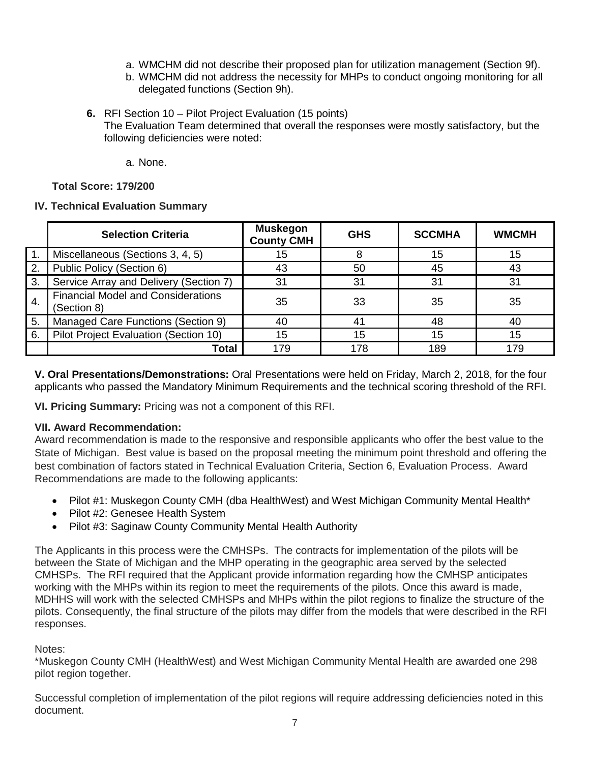a. WMCHM did not describe their proposed plan for utilization management (Section 9f).
b. WMCHM did not address the necessity for MHPs to conduct ongoing monitoring for all delegated functions (Section 9h).

**6.** RFI Section 10 – Pilot Project Evaluation (15 points)
The Evaluation Team determined that overall the responses were mostly satisfactory, but the following deficiencies were noted:

a. None.

**Total Score: 179/200**

**IV. Technical Evaluation Summary**

| | Selection Criteria | Muskegon County CMH | GHS | SCCMHA | WMCMH |
|---|---|---|---|---|---|
| 1. | Miscellaneous (Sections 3, 4, 5) | 15 | 8 | 15 | 15 |
| 2. | Public Policy (Section 6) | 43 | 50 | 45 | 43 |
| 3. | Service Array and Delivery (Section 7) | 31 | 31 | 31 | 31 |
| 4. | Financial Model and Considerations (Section 8) | 35 | 33 | 35 | 35 |
| 5. | Managed Care Functions (Section 9) | 40 | 41 | 48 | 40 |
| 6. | Pilot Project Evaluation (Section 10) | 15 | 15 | 15 | 15 |
| | **Total** | 179 | 178 | 189 | 179 |

**V. Oral Presentations/Demonstrations:** Oral Presentations were held on Friday, March 2, 2018, for the four applicants who passed the Mandatory Minimum Requirements and the technical scoring threshold of the RFI.

**VI. Pricing Summary:** Pricing was not a component of this RFI.

**VII. Award Recommendation:**
Award recommendation is made to the responsive and responsible applicants who offer the best value to the State of Michigan. Best value is based on the proposal meeting the minimum point threshold and offering the best combination of factors stated in Technical Evaluation Criteria, Section 6, Evaluation Process. Award Recommendations are made to the following applicants:

- Pilot #1: Muskegon County CMH (dba HealthWest) and West Michigan Community Mental Health*
- Pilot #2: Genesee Health System
- Pilot #3: Saginaw County Community Mental Health Authority

The Applicants in this process were the CMHSPs. The contracts for implementation of the pilots will be between the State of Michigan and the MHP operating in the geographic area served by the selected CMHSPs. The RFI required that the Applicant provide information regarding how the CMHSP anticipates working with the MHPs within its region to meet the requirements of the pilots. Once this award is made, MDHHS will work with the selected CMHSPs and MHPs within the pilot regions to finalize the structure of the pilots. Consequently, the final structure of the pilots may differ from the models that were described in the RFI responses.

Notes:
*Muskegon County CMH (HealthWest) and West Michigan Community Mental Health are awarded one 298 pilot region together.

Successful completion of implementation of the pilot regions will require addressing deficiencies noted in this document.